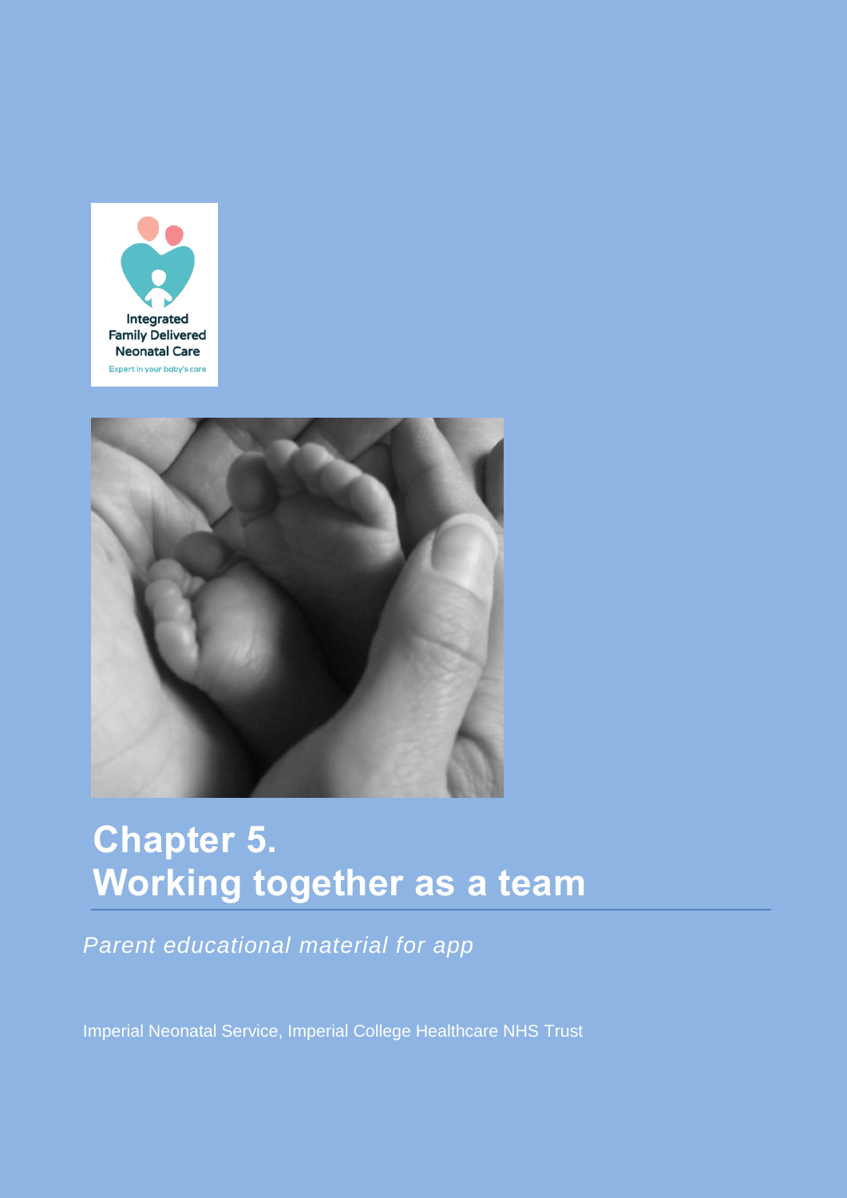# Chapter 5.
# Working together as a team

*Parent educational material for app*

Imperial Neonatal Service, Imperial College Healthcare NHS Trust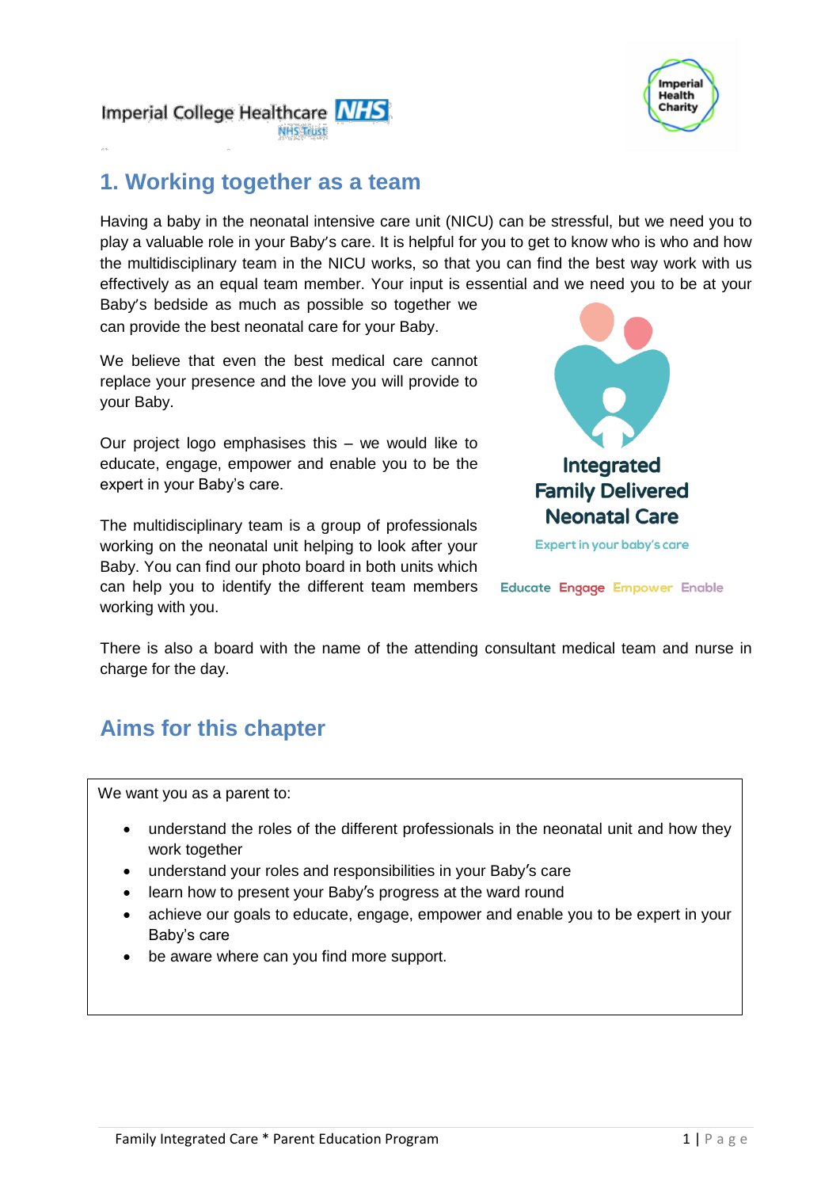## 1. Working together as a team

Having a baby in the neonatal intensive care unit (NICU) can be stressful, but we need you to play a valuable role in your Baby's care. It is helpful for you to get to know who is who and how the multidisciplinary team in the NICU works, so that you can find the best way work with us effectively as an equal team member. Your input is essential and we need you to be at your Baby's bedside as much as possible so together we can provide the best neonatal care for your Baby.

We believe that even the best medical care cannot replace your presence and the love you will provide to your Baby.

Our project logo emphasises this – we would like to educate, engage, empower and enable you to be the expert in your Baby's care.

The multidisciplinary team is a group of professionals working on the neonatal unit helping to look after your Baby. You can find our photo board in both units which can help you to identify the different team members working with you.

Integrated Family Delivered Neonatal Care

Expert in your baby's care

Educate Engage Empower Enable

There is also a board with the name of the attending consultant medical team and nurse in charge for the day.

## Aims for this chapter

We want you as a parent to:

- understand the roles of the different professionals in the neonatal unit and how they work together
- understand your roles and responsibilities in your Baby's care
- learn how to present your Baby's progress at the ward round
- achieve our goals to educate, engage, empower and enable you to be expert in your Baby's care
- be aware where can you find more support.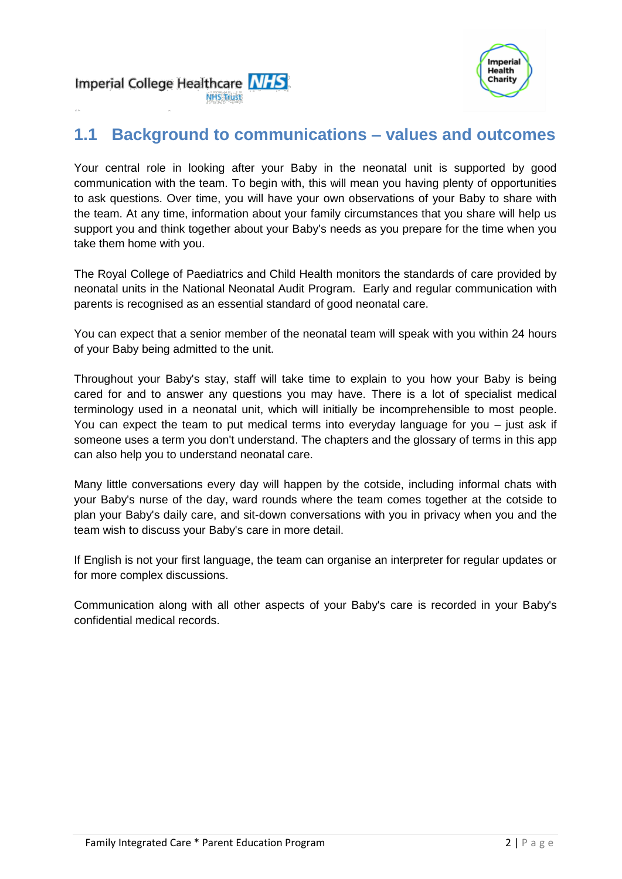## 1.1 Background to communications – values and outcomes

Your central role in looking after your Baby in the neonatal unit is supported by good communication with the team. To begin with, this will mean you having plenty of opportunities to ask questions. Over time, you will have your own observations of your Baby to share with the team. At any time, information about your family circumstances that you share will help us support you and think together about your Baby's needs as you prepare for the time when you take them home with you.

The Royal College of Paediatrics and Child Health monitors the standards of care provided by neonatal units in the National Neonatal Audit Program. Early and regular communication with parents is recognised as an essential standard of good neonatal care.

You can expect that a senior member of the neonatal team will speak with you within 24 hours of your Baby being admitted to the unit.

Throughout your Baby's stay, staff will take time to explain to you how your Baby is being cared for and to answer any questions you may have. There is a lot of specialist medical terminology used in a neonatal unit, which will initially be incomprehensible to most people. You can expect the team to put medical terms into everyday language for you – just ask if someone uses a term you don't understand. The chapters and the glossary of terms in this app can also help you to understand neonatal care.

Many little conversations every day will happen by the cotside, including informal chats with your Baby's nurse of the day, ward rounds where the team comes together at the cotside to plan your Baby's daily care, and sit-down conversations with you in privacy when you and the team wish to discuss your Baby's care in more detail.

If English is not your first language, the team can organise an interpreter for regular updates or for more complex discussions.

Communication along with all other aspects of your Baby's care is recorded in your Baby's confidential medical records.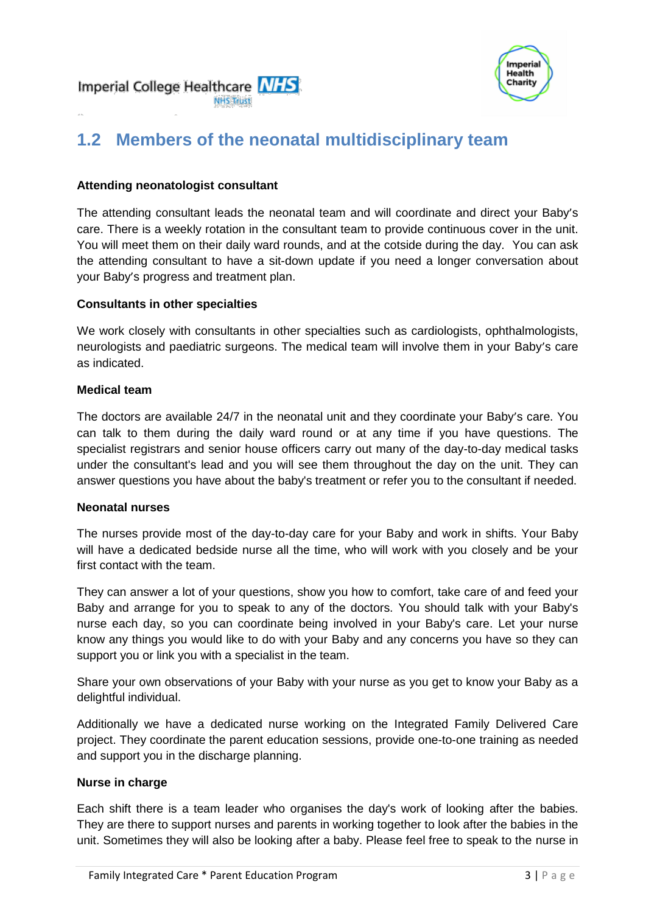## 1.2 Members of the neonatal multidisciplinary team

**Attending neonatologist consultant**

The attending consultant leads the neonatal team and will coordinate and direct your Baby's care. There is a weekly rotation in the consultant team to provide continuous cover in the unit. You will meet them on their daily ward rounds, and at the cotside during the day. You can ask the attending consultant to have a sit-down update if you need a longer conversation about your Baby's progress and treatment plan.

**Consultants in other specialties**

We work closely with consultants in other specialties such as cardiologists, ophthalmologists, neurologists and paediatric surgeons. The medical team will involve them in your Baby's care as indicated.

**Medical team**

The doctors are available 24/7 in the neonatal unit and they coordinate your Baby's care. You can talk to them during the daily ward round or at any time if you have questions. The specialist registrars and senior house officers carry out many of the day-to-day medical tasks under the consultant's lead and you will see them throughout the day on the unit. They can answer questions you have about the baby's treatment or refer you to the consultant if needed.

**Neonatal nurses**

The nurses provide most of the day-to-day care for your Baby and work in shifts. Your Baby will have a dedicated bedside nurse all the time, who will work with you closely and be your first contact with the team.

They can answer a lot of your questions, show you how to comfort, take care of and feed your Baby and arrange for you to speak to any of the doctors. You should talk with your Baby's nurse each day, so you can coordinate being involved in your Baby's care. Let your nurse know any things you would like to do with your Baby and any concerns you have so they can support you or link you with a specialist in the team.

Share your own observations of your Baby with your nurse as you get to know your Baby as a delightful individual.

Additionally we have a dedicated nurse working on the Integrated Family Delivered Care project. They coordinate the parent education sessions, provide one-to-one training as needed and support you in the discharge planning.

**Nurse in charge**

Each shift there is a team leader who organises the day's work of looking after the babies. They are there to support nurses and parents in working together to look after the babies in the unit. Sometimes they will also be looking after a baby. Please feel free to speak to the nurse in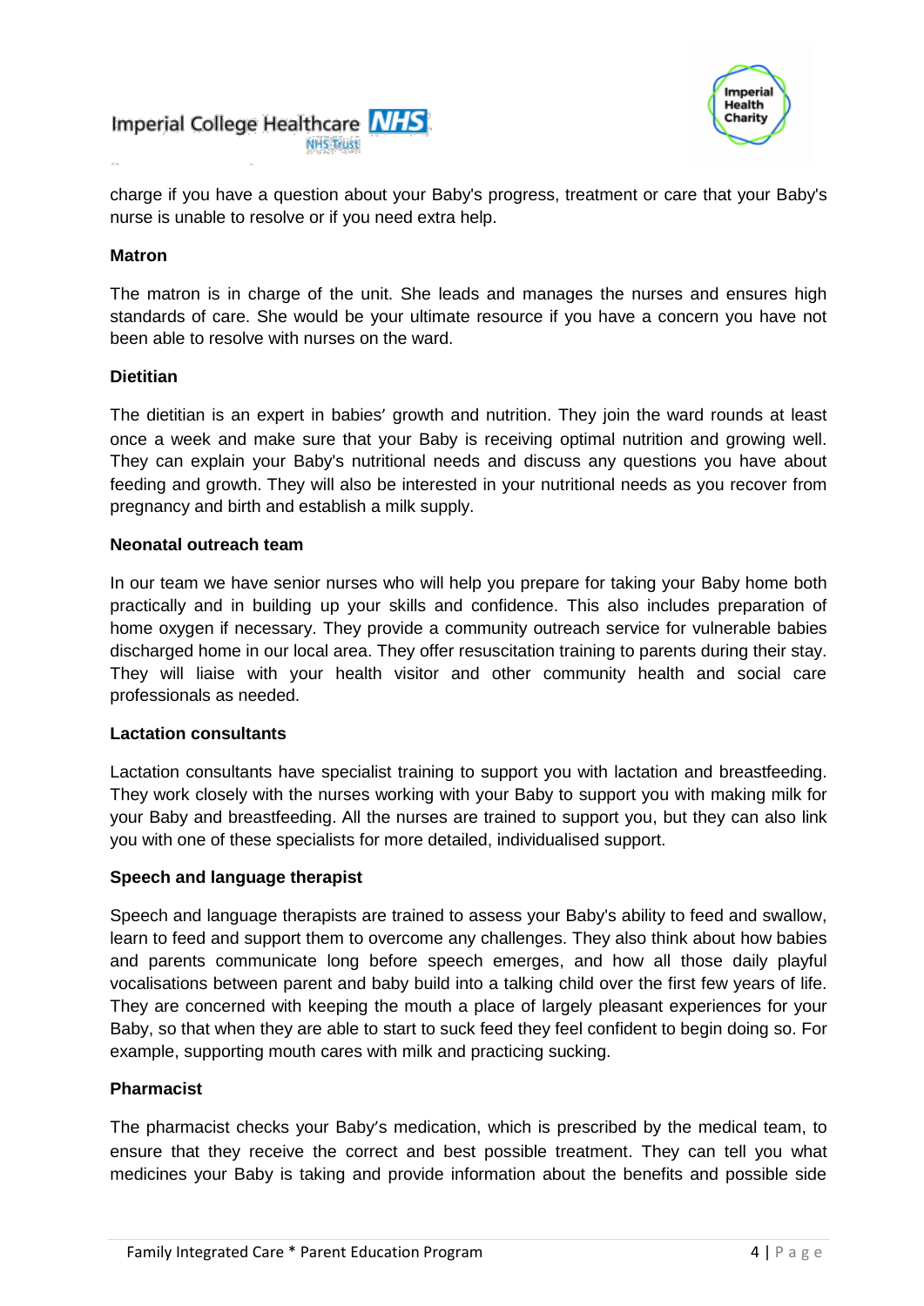charge if you have a question about your Baby's progress, treatment or care that your Baby's nurse is unable to resolve or if you need extra help.

**Matron**

The matron is in charge of the unit. She leads and manages the nurses and ensures high standards of care. She would be your ultimate resource if you have a concern you have not been able to resolve with nurses on the ward.

**Dietitian**

The dietitian is an expert in babies′ growth and nutrition. They join the ward rounds at least once a week and make sure that your Baby is receiving optimal nutrition and growing well. They can explain your Baby's nutritional needs and discuss any questions you have about feeding and growth. They will also be interested in your nutritional needs as you recover from pregnancy and birth and establish a milk supply.

**Neonatal outreach team**

In our team we have senior nurses who will help you prepare for taking your Baby home both practically and in building up your skills and confidence. This also includes preparation of home oxygen if necessary. They provide a community outreach service for vulnerable babies discharged home in our local area. They offer resuscitation training to parents during their stay. They will liaise with your health visitor and other community health and social care professionals as needed.

**Lactation consultants**

Lactation consultants have specialist training to support you with lactation and breastfeeding. They work closely with the nurses working with your Baby to support you with making milk for your Baby and breastfeeding. All the nurses are trained to support you, but they can also link you with one of these specialists for more detailed, individualised support.

**Speech and language therapist**

Speech and language therapists are trained to assess your Baby's ability to feed and swallow, learn to feed and support them to overcome any challenges. They also think about how babies and parents communicate long before speech emerges, and how all those daily playful vocalisations between parent and baby build into a talking child over the first few years of life. They are concerned with keeping the mouth a place of largely pleasant experiences for your Baby, so that when they are able to start to suck feed they feel confident to begin doing so. For example, supporting mouth cares with milk and practicing sucking.

**Pharmacist**

The pharmacist checks your Baby′s medication, which is prescribed by the medical team, to ensure that they receive the correct and best possible treatment. They can tell you what medicines your Baby is taking and provide information about the benefits and possible side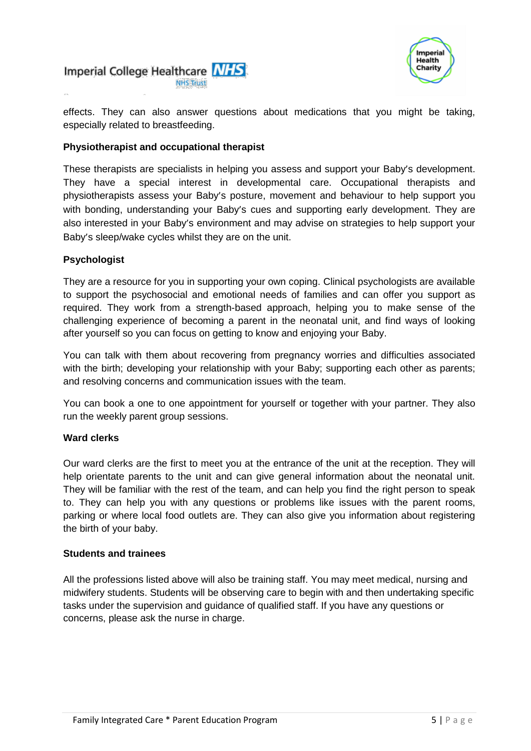effects. They can also answer questions about medications that you might be taking, especially related to breastfeeding.

**Physiotherapist and occupational therapist**

These therapists are specialists in helping you assess and support your Baby's development. They have a special interest in developmental care. Occupational therapists and physiotherapists assess your Baby's posture, movement and behaviour to help support you with bonding, understanding your Baby's cues and supporting early development. They are also interested in your Baby's environment and may advise on strategies to help support your Baby's sleep/wake cycles whilst they are on the unit.

**Psychologist**

They are a resource for you in supporting your own coping. Clinical psychologists are available to support the psychosocial and emotional needs of families and can offer you support as required. They work from a strength-based approach, helping you to make sense of the challenging experience of becoming a parent in the neonatal unit, and find ways of looking after yourself so you can focus on getting to know and enjoying your Baby.

You can talk with them about recovering from pregnancy worries and difficulties associated with the birth; developing your relationship with your Baby; supporting each other as parents; and resolving concerns and communication issues with the team.

You can book a one to one appointment for yourself or together with your partner. They also run the weekly parent group sessions.

**Ward clerks**

Our ward clerks are the first to meet you at the entrance of the unit at the reception. They will help orientate parents to the unit and can give general information about the neonatal unit. They will be familiar with the rest of the team, and can help you find the right person to speak to. They can help you with any questions or problems like issues with the parent rooms, parking or where local food outlets are. They can also give you information about registering the birth of your baby.

**Students and trainees**

All the professions listed above will also be training staff. You may meet medical, nursing and midwifery students. Students will be observing care to begin with and then undertaking specific tasks under the supervision and guidance of qualified staff. If you have any questions or concerns, please ask the nurse in charge.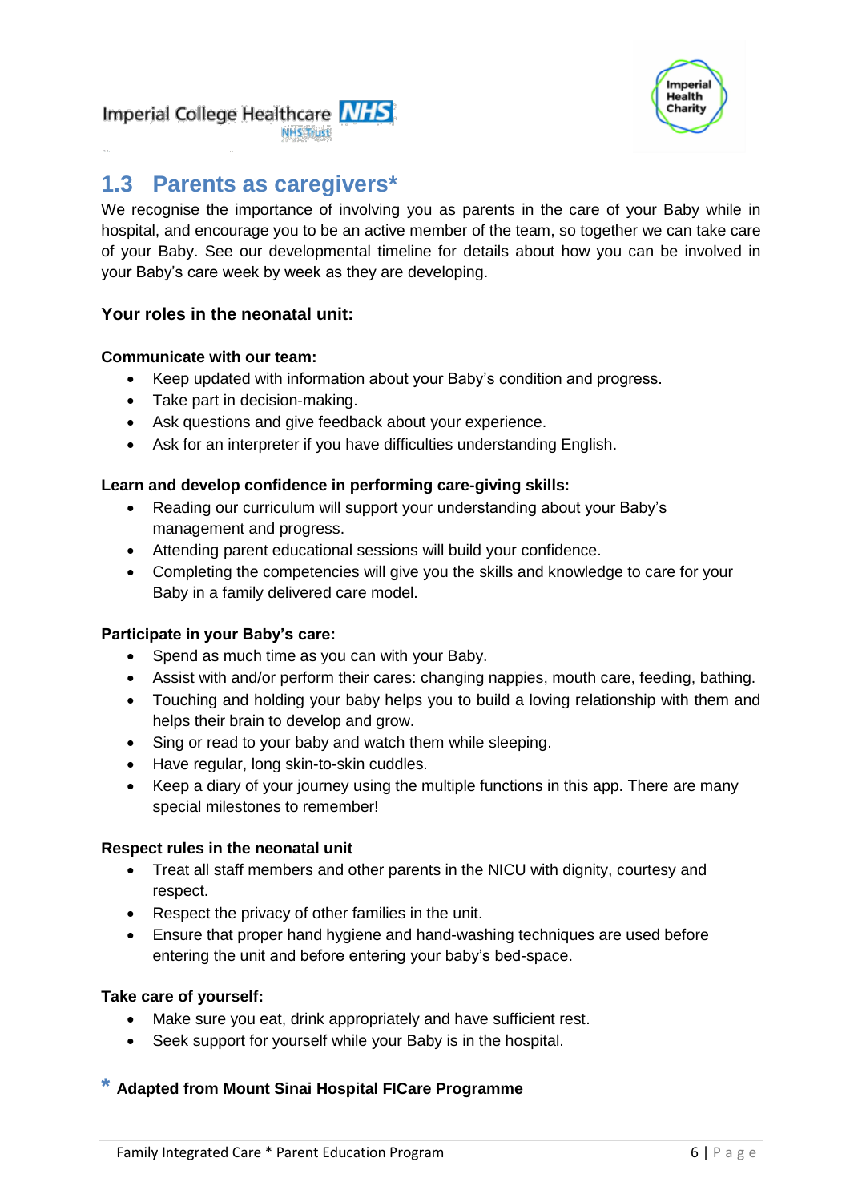## 1.3 Parents as caregivers*

We recognise the importance of involving you as parents in the care of your Baby while in hospital, and encourage you to be an active member of the team, so together we can take care of your Baby. See our developmental timeline for details about how you can be involved in your Baby's care week by week as they are developing.

### Your roles in the neonatal unit:

**Communicate with our team:**

- Keep updated with information about your Baby's condition and progress.
- Take part in decision-making.
- Ask questions and give feedback about your experience.
- Ask for an interpreter if you have difficulties understanding English.

**Learn and develop confidence in performing care-giving skills:**

- Reading our curriculum will support your understanding about your Baby's management and progress.
- Attending parent educational sessions will build your confidence.
- Completing the competencies will give you the skills and knowledge to care for your Baby in a family delivered care model.

**Participate in your Baby's care:**

- Spend as much time as you can with your Baby.
- Assist with and/or perform their cares: changing nappies, mouth care, feeding, bathing.
- Touching and holding your baby helps you to build a loving relationship with them and helps their brain to develop and grow.
- Sing or read to your baby and watch them while sleeping.
- Have regular, long skin-to-skin cuddles.
- Keep a diary of your journey using the multiple functions in this app. There are many special milestones to remember!

**Respect rules in the neonatal unit**

- Treat all staff members and other parents in the NICU with dignity, courtesy and respect.
- Respect the privacy of other families in the unit.
- Ensure that proper hand hygiene and hand-washing techniques are used before entering the unit and before entering your baby's bed-space.

**Take care of yourself:**

- Make sure you eat, drink appropriately and have sufficient rest.
- Seek support for yourself while your Baby is in the hospital.

**\* Adapted from Mount Sinai Hospital FICare Programme**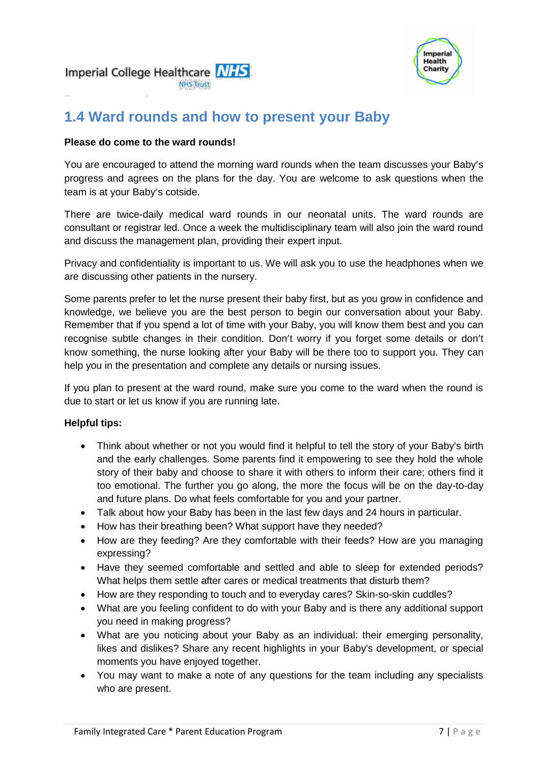## 1.4 Ward rounds and how to present your Baby

**Please do come to the ward rounds!**

You are encouraged to attend the morning ward rounds when the team discusses your Baby's progress and agrees on the plans for the day. You are welcome to ask questions when the team is at your Baby's cotside.

There are twice-daily medical ward rounds in our neonatal units. The ward rounds are consultant or registrar led. Once a week the multidisciplinary team will also join the ward round and discuss the management plan, providing their expert input.

Privacy and confidentiality is important to us. We will ask you to use the headphones when we are discussing other patients in the nursery.

Some parents prefer to let the nurse present their baby first, but as you grow in confidence and knowledge, we believe you are the best person to begin our conversation about your Baby. Remember that if you spend a lot of time with your Baby, you will know them best and you can recognise subtle changes in their condition. Don't worry if you forget some details or don't know something, the nurse looking after your Baby will be there too to support you. They can help you in the presentation and complete any details or nursing issues.

If you plan to present at the ward round, make sure you come to the ward when the round is due to start or let us know if you are running late.

**Helpful tips:**

- Think about whether or not you would find it helpful to tell the story of your Baby's birth and the early challenges. Some parents find it empowering to see they hold the whole story of their baby and choose to share it with others to inform their care; others find it too emotional. The further you go along, the more the focus will be on the day-to-day and future plans. Do what feels comfortable for you and your partner.
- Talk about how your Baby has been in the last few days and 24 hours in particular.
- How has their breathing been? What support have they needed?
- How are they feeding? Are they comfortable with their feeds? How are you managing expressing?
- Have they seemed comfortable and settled and able to sleep for extended periods? What helps them settle after cares or medical treatments that disturb them?
- How are they responding to touch and to everyday cares? Skin-so-skin cuddles?
- What are you feeling confident to do with your Baby and is there any additional support you need in making progress?
- What are you noticing about your Baby as an individual: their emerging personality, likes and dislikes? Share any recent highlights in your Baby's development, or special moments you have enjoyed together.
- You may want to make a note of any questions for the team including any specialists who are present.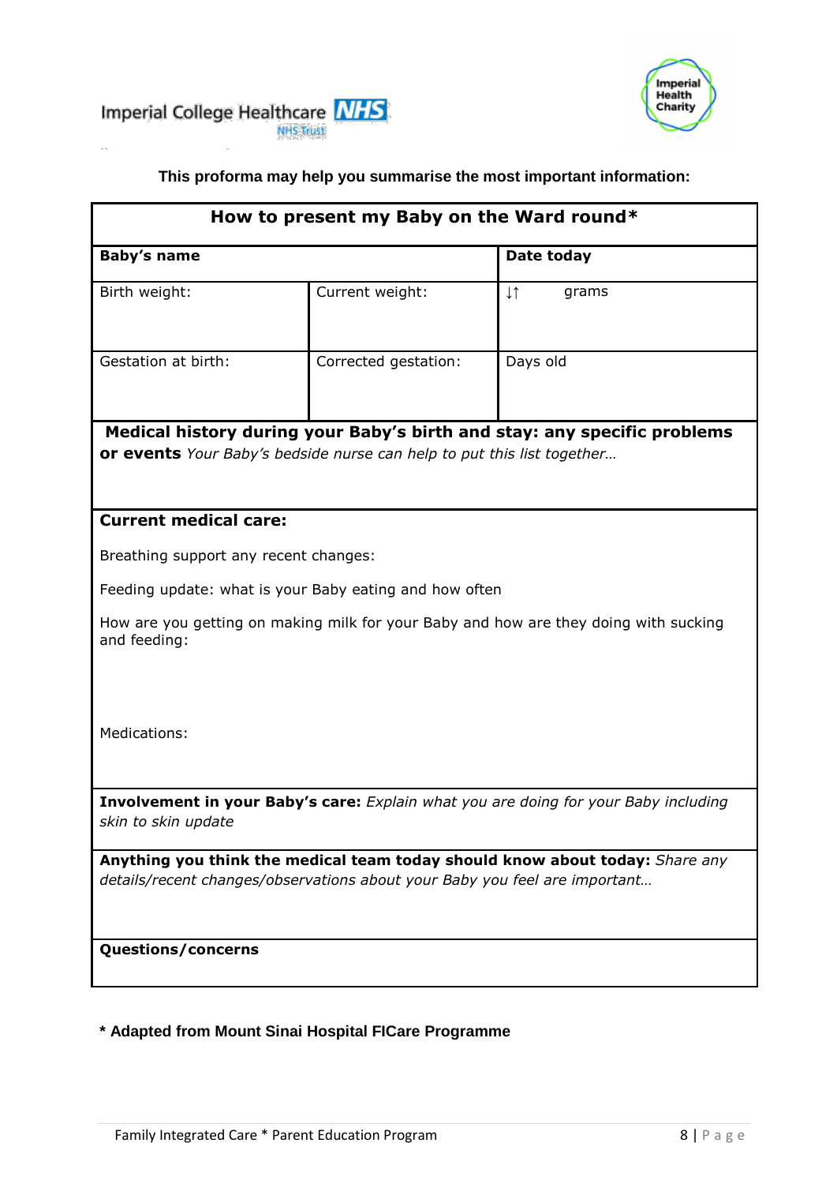Imperial College Healthcare NHS Trust

Imperial Health Charity

**This proforma may help you summarise the most important information:**

| **How to present my Baby on the Ward round*** | | |
|---|---|---|
| **Baby's name** | | **Date today** |
| Birth weight: | Current weight: | ↓↑ grams |
| Gestation at birth: | Corrected gestation: | Days old |
| **Medical history during your Baby's birth and stay: any specific problems or events** *Your Baby's bedside nurse can help to put this list together…* | | |
| **Current medical care:**<br><br>Breathing support any recent changes:<br><br>Feeding update: what is your Baby eating and how often<br><br>How are you getting on making milk for your Baby and how are they doing with sucking and feeding:<br><br>Medications: | | |
| **Involvement in your Baby's care:** *Explain what you are doing for your Baby including skin to skin update* | | |
| **Anything you think the medical team today should know about today:** *Share any details/recent changes/observations about your Baby you feel are important…* | | |
| **Questions/concerns** | | |

**\* Adapted from Mount Sinai Hospital FICare Programme**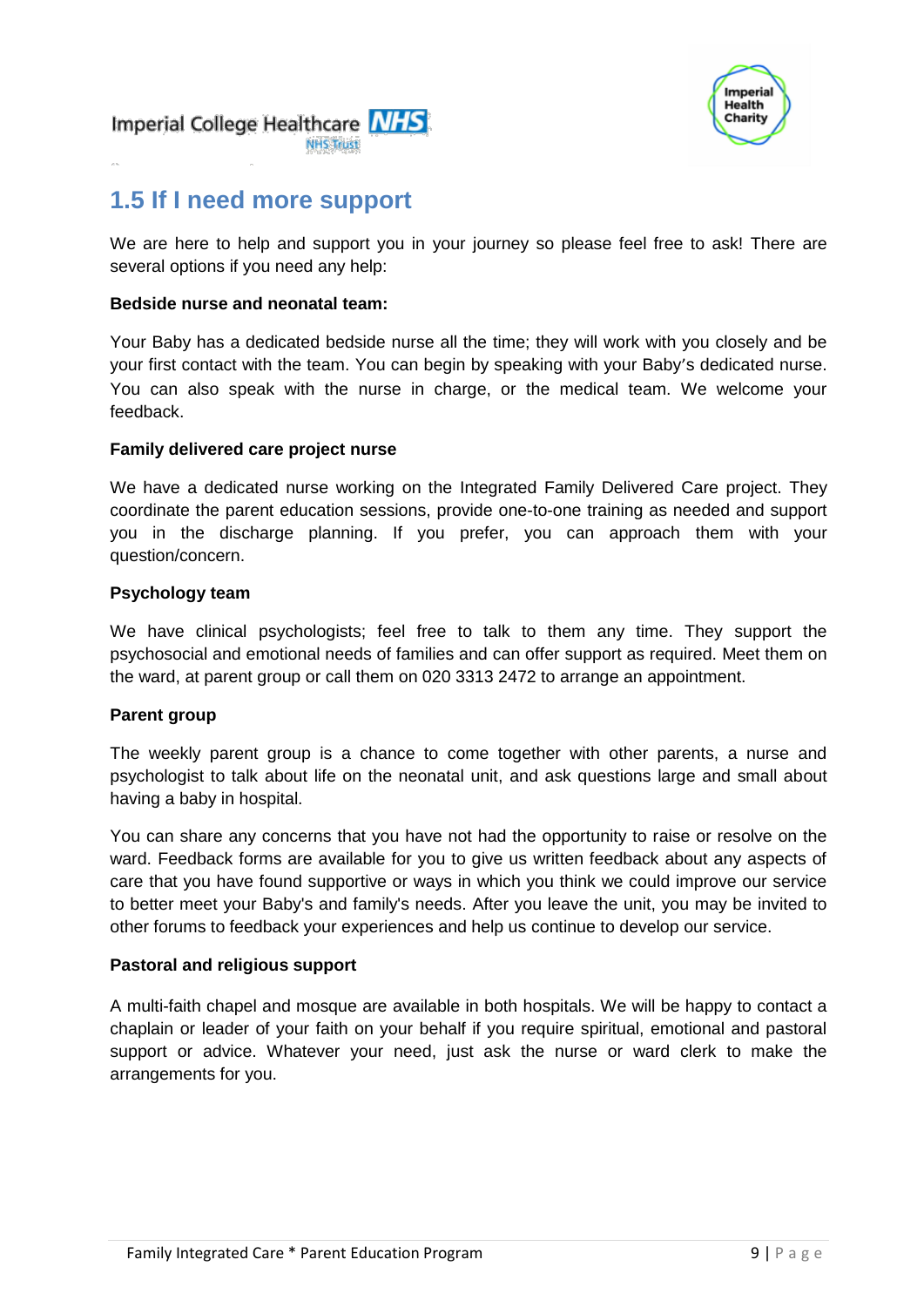## 1.5 If I need more support

We are here to help and support you in your journey so please feel free to ask! There are several options if you need any help:

**Bedside nurse and neonatal team:**

Your Baby has a dedicated bedside nurse all the time; they will work with you closely and be your first contact with the team. You can begin by speaking with your Baby's dedicated nurse. You can also speak with the nurse in charge, or the medical team. We welcome your feedback.

**Family delivered care project nurse**

We have a dedicated nurse working on the Integrated Family Delivered Care project. They coordinate the parent education sessions, provide one-to-one training as needed and support you in the discharge planning. If you prefer, you can approach them with your question/concern.

**Psychology team**

We have clinical psychologists; feel free to talk to them any time. They support the psychosocial and emotional needs of families and can offer support as required. Meet them on the ward, at parent group or call them on 020 3313 2472 to arrange an appointment.

**Parent group**

The weekly parent group is a chance to come together with other parents, a nurse and psychologist to talk about life on the neonatal unit, and ask questions large and small about having a baby in hospital.

You can share any concerns that you have not had the opportunity to raise or resolve on the ward. Feedback forms are available for you to give us written feedback about any aspects of care that you have found supportive or ways in which you think we could improve our service to better meet your Baby's and family's needs. After you leave the unit, you may be invited to other forums to feedback your experiences and help us continue to develop our service.

**Pastoral and religious support**

A multi-faith chapel and mosque are available in both hospitals. We will be happy to contact a chaplain or leader of your faith on your behalf if you require spiritual, emotional and pastoral support or advice. Whatever your need, just ask the nurse or ward clerk to make the arrangements for you.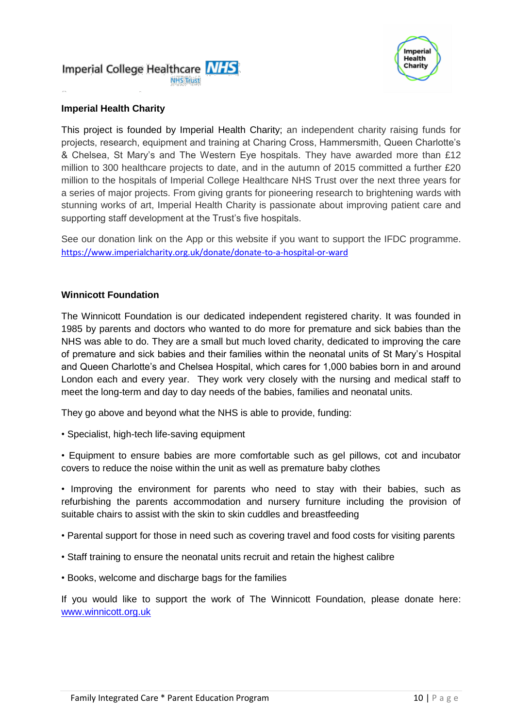### Imperial Health Charity

This project is founded by Imperial Health Charity; an independent charity raising funds for projects, research, equipment and training at Charing Cross, Hammersmith, Queen Charlotte's & Chelsea, St Mary's and The Western Eye hospitals. They have awarded more than £12 million to 300 healthcare projects to date, and in the autumn of 2015 committed a further £20 million to the hospitals of Imperial College Healthcare NHS Trust over the next three years for a series of major projects. From giving grants for pioneering research to brightening wards with stunning works of art, Imperial Health Charity is passionate about improving patient care and supporting staff development at the Trust's five hospitals.

See our donation link on the App or this website if you want to support the IFDC programme. https://www.imperialcharity.org.uk/donate/donate-to-a-hospital-or-ward

### Winnicott Foundation

The Winnicott Foundation is our dedicated independent registered charity. It was founded in 1985 by parents and doctors who wanted to do more for premature and sick babies than the NHS was able to do. They are a small but much loved charity, dedicated to improving the care of premature and sick babies and their families within the neonatal units of St Mary's Hospital and Queen Charlotte's and Chelsea Hospital, which cares for 1,000 babies born in and around London each and every year. They work very closely with the nursing and medical staff to meet the long-term and day to day needs of the babies, families and neonatal units.

They go above and beyond what the NHS is able to provide, funding:

- Specialist, high-tech life-saving equipment
- Equipment to ensure babies are more comfortable such as gel pillows, cot and incubator covers to reduce the noise within the unit as well as premature baby clothes
- Improving the environment for parents who need to stay with their babies, such as refurbishing the parents accommodation and nursery furniture including the provision of suitable chairs to assist with the skin to skin cuddles and breastfeeding
- Parental support for those in need such as covering travel and food costs for visiting parents
- Staff training to ensure the neonatal units recruit and retain the highest calibre
- Books, welcome and discharge bags for the families

If you would like to support the work of The Winnicott Foundation, please donate here: www.winnicott.org.uk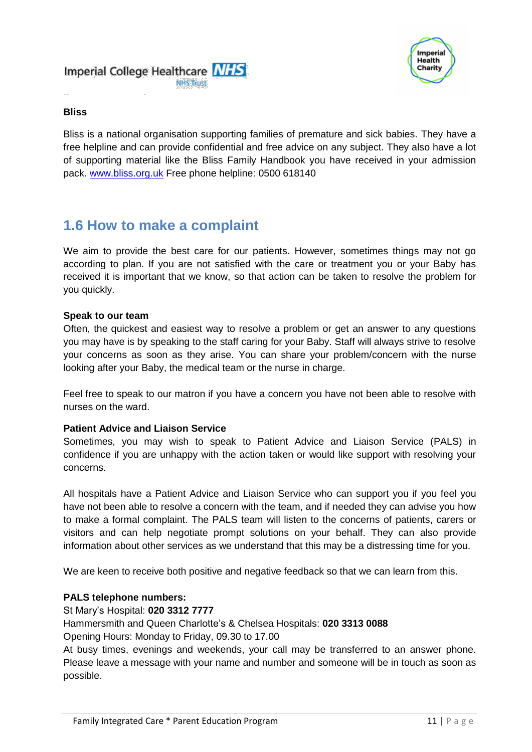**Bliss**

Bliss is a national organisation supporting families of premature and sick babies. They have a free helpline and can provide confidential and free advice on any subject. They also have a lot of supporting material like the Bliss Family Handbook you have received in your admission pack. [www.bliss.org.uk](http://www.bliss.org.uk) Free phone helpline: 0500 618140

## 1.6 How to make a complaint

We aim to provide the best care for our patients. However, sometimes things may not go according to plan. If you are not satisfied with the care or treatment you or your Baby has received it is important that we know, so that action can be taken to resolve the problem for you quickly.

**Speak to our team**

Often, the quickest and easiest way to resolve a problem or get an answer to any questions you may have is by speaking to the staff caring for your Baby. Staff will always strive to resolve your concerns as soon as they arise. You can share your problem/concern with the nurse looking after your Baby, the medical team or the nurse in charge.

Feel free to speak to our matron if you have a concern you have not been able to resolve with nurses on the ward.

**Patient Advice and Liaison Service**

Sometimes, you may wish to speak to Patient Advice and Liaison Service (PALS) in confidence if you are unhappy with the action taken or would like support with resolving your concerns.

All hospitals have a Patient Advice and Liaison Service who can support you if you feel you have not been able to resolve a concern with the team, and if needed they can advise you how to make a formal complaint. The PALS team will listen to the concerns of patients, carers or visitors and can help negotiate prompt solutions on your behalf. They can also provide information about other services as we understand that this may be a distressing time for you.

We are keen to receive both positive and negative feedback so that we can learn from this.

**PALS telephone numbers:**

St Mary's Hospital: **020 3312 7777**

Hammersmith and Queen Charlotte's & Chelsea Hospitals: **020 3313 0088**

Opening Hours: Monday to Friday, 09.30 to 17.00

At busy times, evenings and weekends, your call may be transferred to an answer phone. Please leave a message with your name and number and someone will be in touch as soon as possible.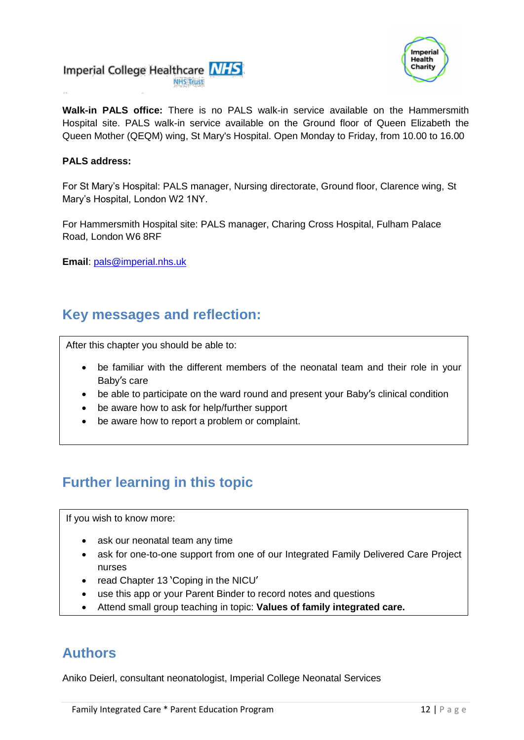**Walk-in PALS office:** There is no PALS walk-in service available on the Hammersmith Hospital site. PALS walk-in service available on the Ground floor of Queen Elizabeth the Queen Mother (QEQM) wing, St Mary's Hospital. Open Monday to Friday, from 10.00 to 16.00

**PALS address:**

For St Mary's Hospital: PALS manager, Nursing directorate, Ground floor, Clarence wing, St Mary's Hospital, London W2 1NY.

For Hammersmith Hospital site: PALS manager, Charing Cross Hospital, Fulham Palace Road, London W6 8RF

**Email**: pals@imperial.nhs.uk

## Key messages and reflection:

After this chapter you should be able to:

- be familiar with the different members of the neonatal team and their role in your Baby's care
- be able to participate on the ward round and present your Baby's clinical condition
- be aware how to ask for help/further support
- be aware how to report a problem or complaint.

## Further learning in this topic

If you wish to know more:

- ask our neonatal team any time
- ask for one-to-one support from one of our Integrated Family Delivered Care Project nurses
- read Chapter 13 'Coping in the NICU'
- use this app or your Parent Binder to record notes and questions
- Attend small group teaching in topic: **Values of family integrated care.**

## Authors

Aniko Deierl, consultant neonatologist, Imperial College Neonatal Services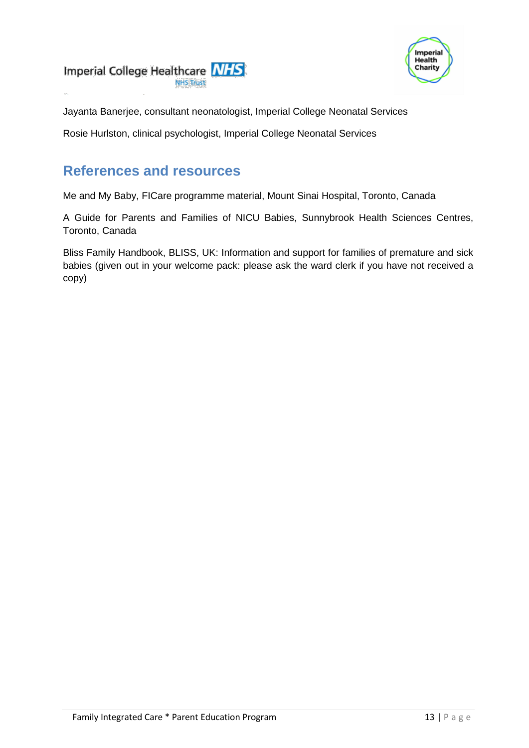Jayanta Banerjee, consultant neonatologist, Imperial College Neonatal Services

Rosie Hurlston, clinical psychologist, Imperial College Neonatal Services

## References and resources

Me and My Baby, FICare programme material, Mount Sinai Hospital, Toronto, Canada

A Guide for Parents and Families of NICU Babies, Sunnybrook Health Sciences Centres, Toronto, Canada

Bliss Family Handbook, BLISS, UK: Information and support for families of premature and sick babies (given out in your welcome pack: please ask the ward clerk if you have not received a copy)